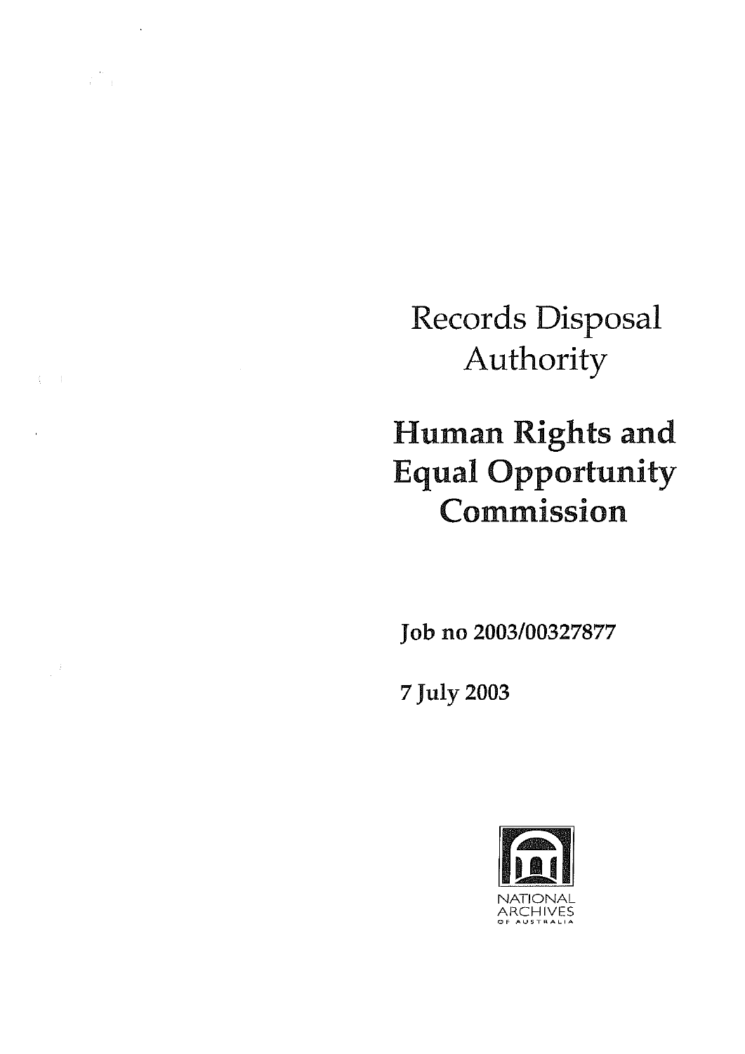# Records Disposal Authority

# Human Rights and Equal Opportunity Commission

Job no 2003/00327877

7 July 2003

NATIONAL ARCHIVES OF AUSTRALIA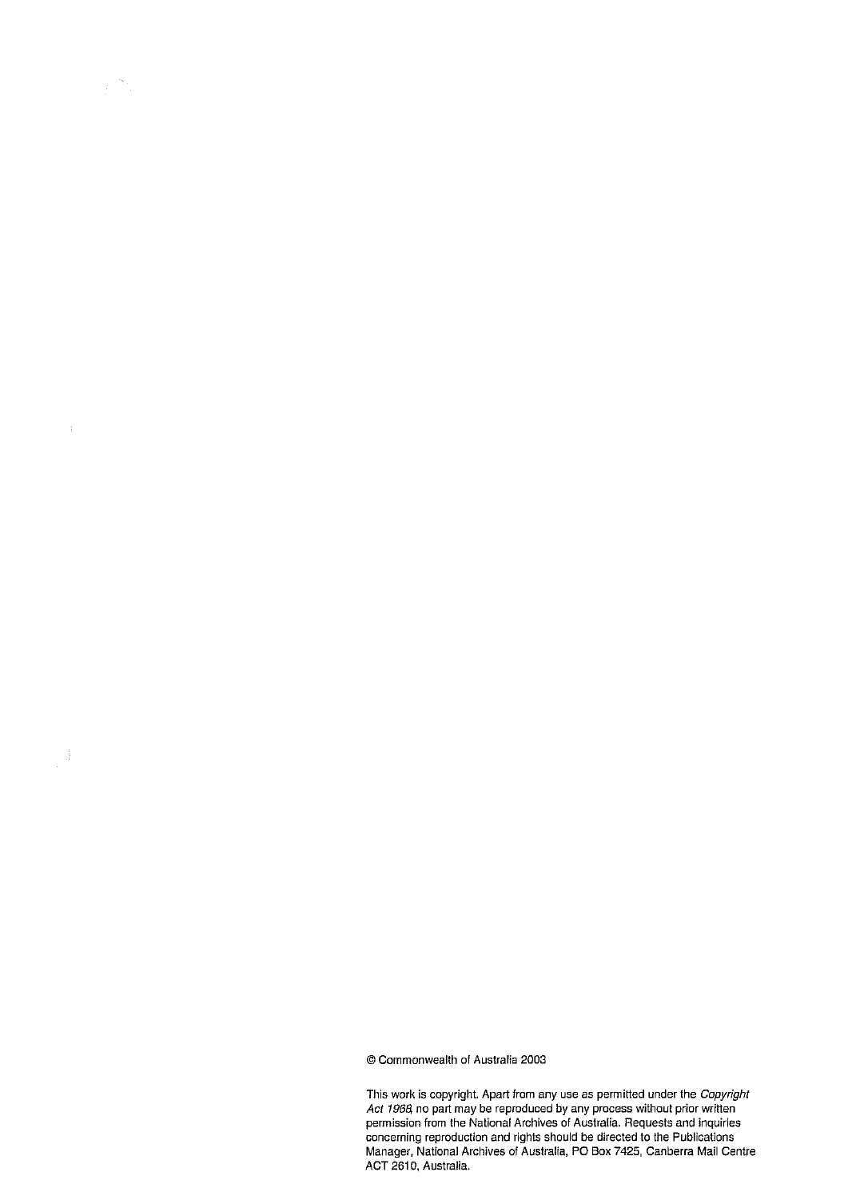© Commonwealth of Australia 2003

This work is copyright. Apart from any use as permitted under the *Copyright Act 1968*, no part may be reproduced by any process without prior written permission from the National Archives of Australia. Requests and inquiries concerning reproduction and rights should be directed to the Publications Manager, National Archives of Australia, PO Box 7425, Canberra Mail Centre ACT 2610, Australia.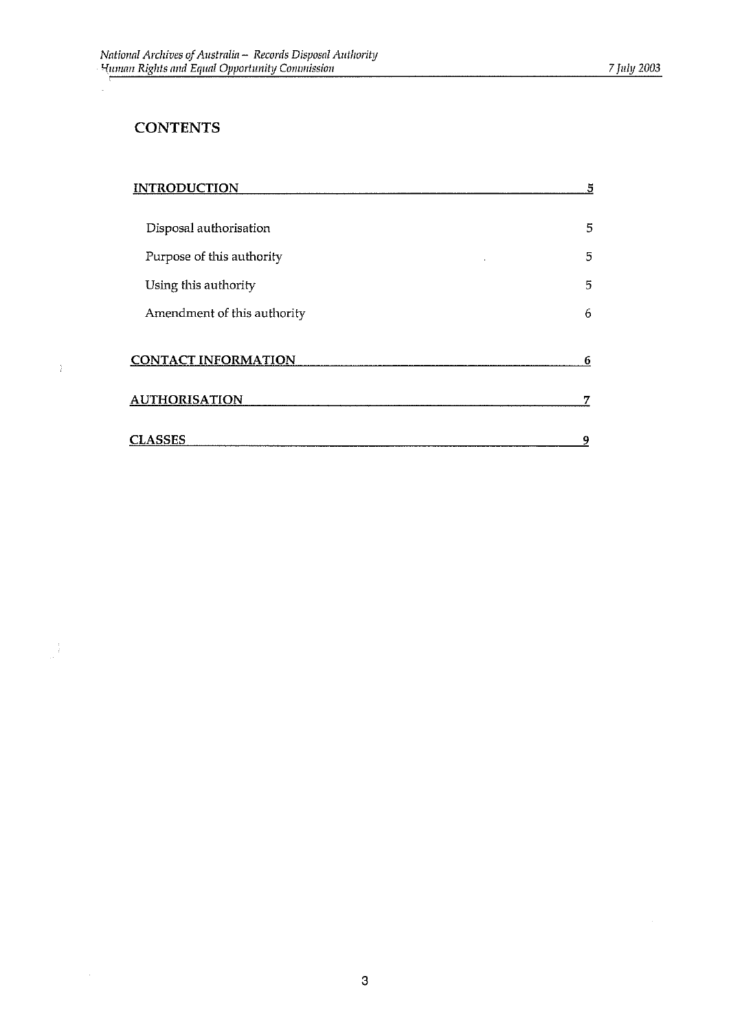# CONTENTS

| | |
|---|---|
| **INTRODUCTION** | **5** |
| Disposal authorisation | 5 |
| Purpose of this authority | 5 |
| Using this authority | 5 |
| Amendment of this authority | 6 |
| **CONTACT INFORMATION** | **6** |
| **AUTHORISATION** | **7** |
| **CLASSES** | **9** |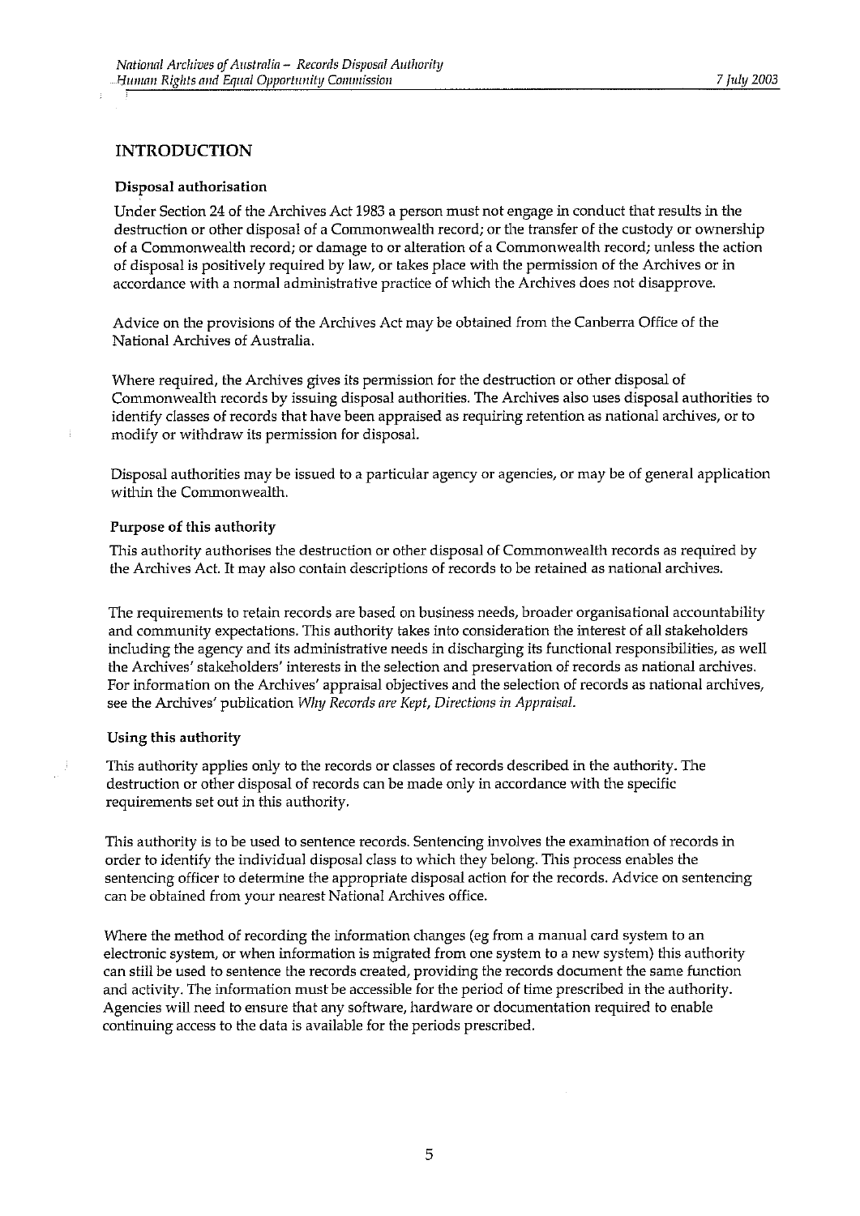## INTRODUCTION

### Disposal authorisation

Under Section 24 of the Archives Act 1983 a person must not engage in conduct that results in the destruction or other disposal of a Commonwealth record; or the transfer of the custody or ownership of a Commonwealth record; or damage to or alteration of a Commonwealth record; unless the action of disposal is positively required by law, or takes place with the permission of the Archives or in accordance with a normal administrative practice of which the Archives does not disapprove.

Advice on the provisions of the Archives Act may be obtained from the Canberra Office of the National Archives of Australia.

Where required, the Archives gives its permission for the destruction or other disposal of Commonwealth records by issuing disposal authorities. The Archives also uses disposal authorities to identify classes of records that have been appraised as requiring retention as national archives, or to modify or withdraw its permission for disposal.

Disposal authorities may be issued to a particular agency or agencies, or may be of general application within the Commonwealth.

### Purpose of this authority

This authority authorises the destruction or other disposal of Commonwealth records as required by the Archives Act. It may also contain descriptions of records to be retained as national archives.

The requirements to retain records are based on business needs, broader organisational accountability and community expectations. This authority takes into consideration the interest of all stakeholders including the agency and its administrative needs in discharging its functional responsibilities, as well the Archives' stakeholders' interests in the selection and preservation of records as national archives. For information on the Archives' appraisal objectives and the selection of records as national archives, see the Archives' publication *Why Records are Kept, Directions in Appraisal*.

### Using this authority

This authority applies only to the records or classes of records described in the authority. The destruction or other disposal of records can be made only in accordance with the specific requirements set out in this authority.

This authority is to be used to sentence records. Sentencing involves the examination of records in order to identify the individual disposal class to which they belong. This process enables the sentencing officer to determine the appropriate disposal action for the records. Advice on sentencing can be obtained from your nearest National Archives office.

Where the method of recording the information changes (eg from a manual card system to an electronic system, or when information is migrated from one system to a new system) this authority can still be used to sentence the records created, providing the records document the same function and activity. The information must be accessible for the period of time prescribed in the authority. Agencies will need to ensure that any software, hardware or documentation required to enable continuing access to the data is available for the periods prescribed.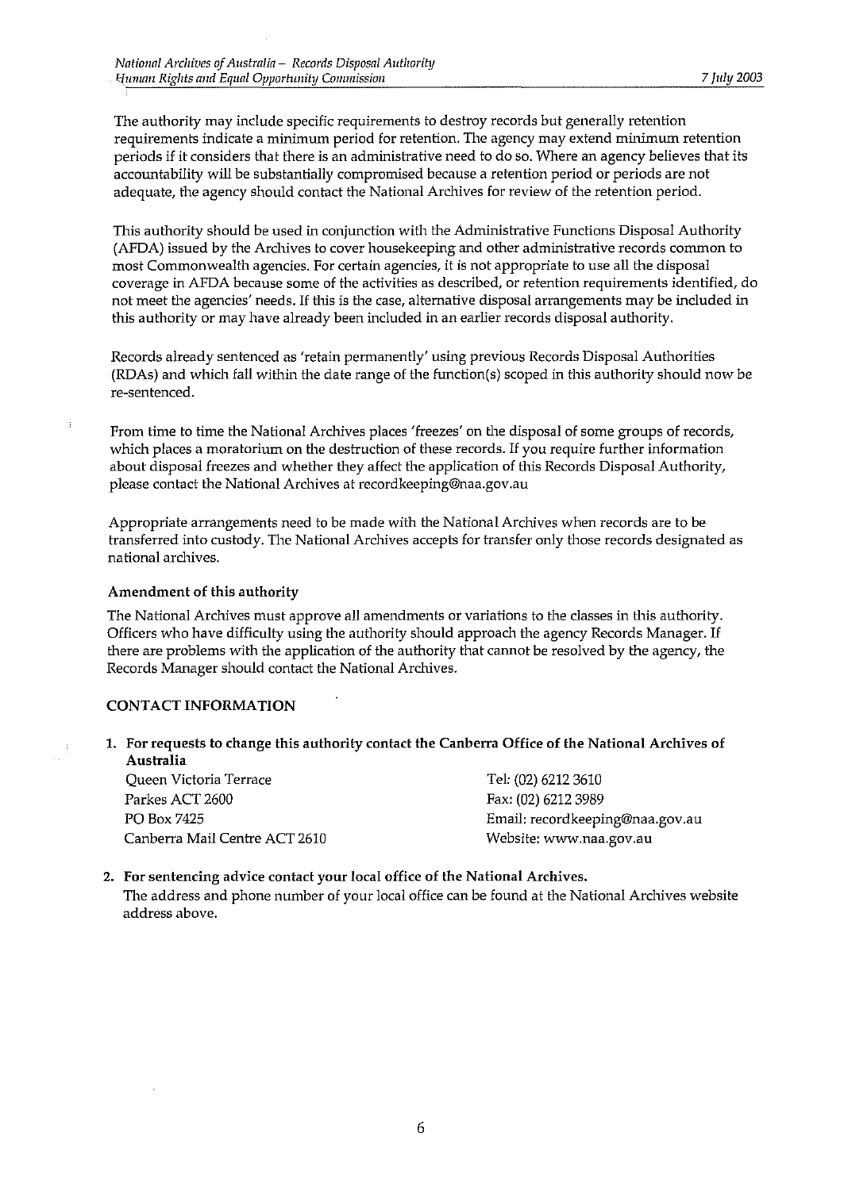The authority may include specific requirements to destroy records but generally retention requirements indicate a minimum period for retention. The agency may extend minimum retention periods if it considers that there is an administrative need to do so. Where an agency believes that its accountability will be substantially compromised because a retention period or periods are not adequate, the agency should contact the National Archives for review of the retention period.

This authority should be used in conjunction with the Administrative Functions Disposal Authority (AFDA) issued by the Archives to cover housekeeping and other administrative records common to most Commonwealth agencies. For certain agencies, it is not appropriate to use all the disposal coverage in AFDA because some of the activities as described, or retention requirements identified, do not meet the agencies' needs. If this is the case, alternative disposal arrangements may be included in this authority or may have already been included in an earlier records disposal authority.

Records already sentenced as 'retain permanently' using previous Records Disposal Authorities (RDAs) and which fall within the date range of the function(s) scoped in this authority should now be re-sentenced.

From time to time the National Archives places 'freezes' on the disposal of some groups of records, which places a moratorium on the destruction of these records. If you require further information about disposal freezes and whether they affect the application of this Records Disposal Authority, please contact the National Archives at recordkeeping@naa.gov.au

Appropriate arrangements need to be made with the National Archives when records are to be transferred into custody. The National Archives accepts for transfer only those records designated as national archives.

### Amendment of this authority

The National Archives must approve all amendments or variations to the classes in this authority. Officers who have difficulty using the authority should approach the agency Records Manager. If there are problems with the application of the authority that cannot be resolved by the agency, the Records Manager should contact the National Archives.

## CONTACT INFORMATION

1. **For requests to change this authority contact the Canberra Office of the National Archives of Australia**

   Queen Victoria Terrace
   Parkes ACT 2600
   PO Box 7425
   Canberra Mail Centre ACT 2610

   Tel: (02) 6212 3610
   Fax: (02) 6212 3989
   Email: recordkeeping@naa.gov.au
   Website: www.naa.gov.au

2. **For sentencing advice contact your local office of the National Archives.**
   The address and phone number of your local office can be found at the National Archives website address above.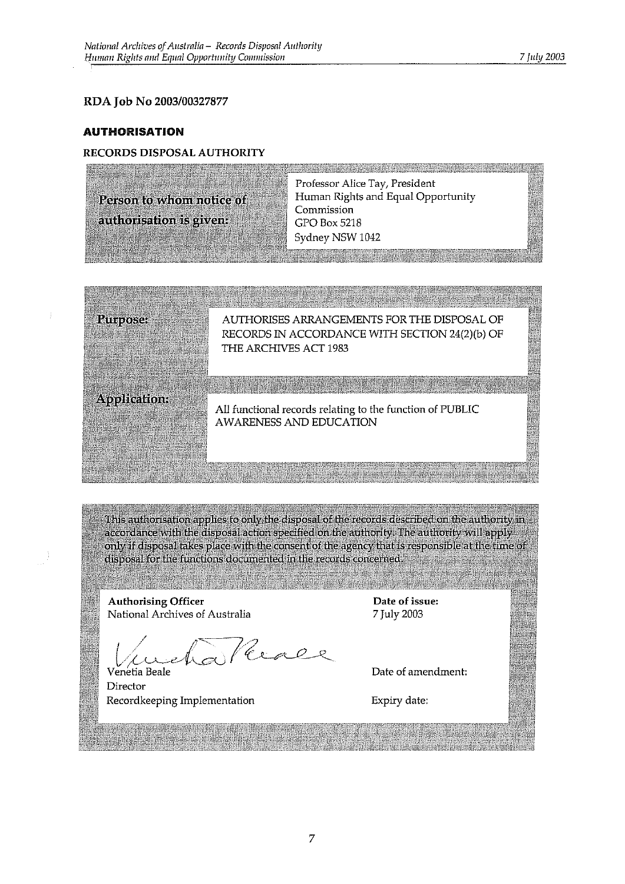**RDA Job No 2003/00327877**

## AUTHORISATION

**RECORDS DISPOSAL AUTHORITY**

| **Person to whom notice of authorisation is given:** | Professor Alice Tay, President<br>Human Rights and Equal Opportunity Commission<br>GPO Box 5218<br>Sydney NSW 1042 |
|---|---|

| | |
|---|---|
| **Purpose:** | AUTHORISES ARRANGEMENTS FOR THE DISPOSAL OF RECORDS IN ACCORDANCE WITH SECTION 24(2)(b) OF THE ARCHIVES ACT 1983 |
| **Application:** | All functional records relating to the function of PUBLIC AWARENESS AND EDUCATION |

This authorisation applies to only the disposal of the records described on the authority in accordance with the disposal action specified on the authority. The authority will apply only if disposal takes place with the consent of the agency that is responsible at the time of disposal for the functions documented in the records concerned.

| | |
|---|---|
| **Authorising Officer**<br>National Archives of Australia | **Date of issue:**<br>7 July 2003 |
| Venetia Beale<br>Director<br>Recordkeeping Implementation | Date of amendment:<br><br>Expiry date: |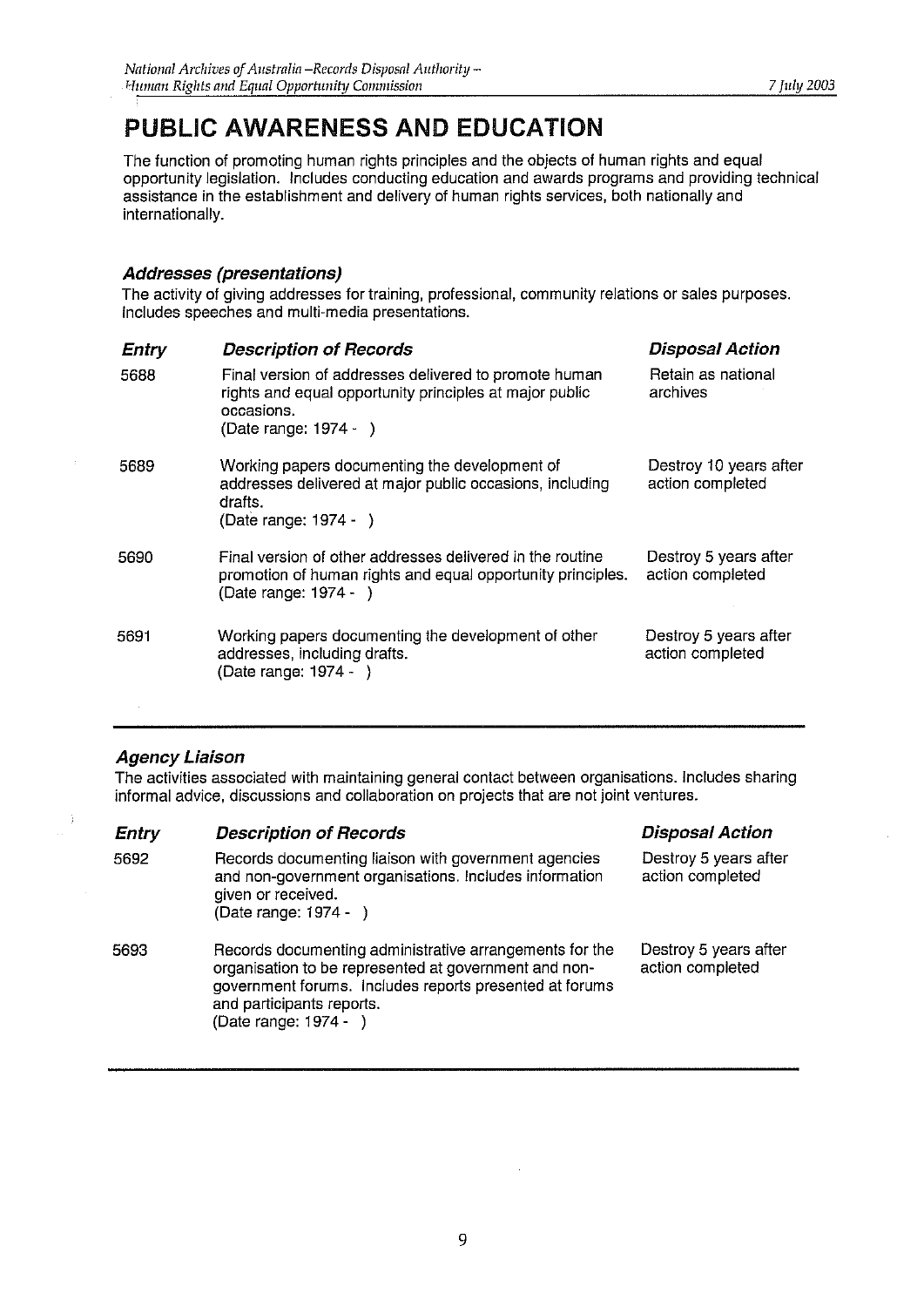# PUBLIC AWARENESS AND EDUCATION

The function of promoting human rights principles and the objects of human rights and equal opportunity legislation. Includes conducting education and awards programs and providing technical assistance in the establishment and delivery of human rights services, both nationally and internationally.

### *Addresses (presentations)*

The activity of giving addresses for training, professional, community relations or sales purposes. Includes speeches and multi-media presentations.

| *Entry* | *Description of Records* | *Disposal Action* |
|---|---|---|
| 5688 | Final version of addresses delivered to promote human rights and equal opportunity principles at major public occasions.<br>(Date range: 1974 - ) | Retain as national archives |
| 5689 | Working papers documenting the development of addresses delivered at major public occasions, including drafts.<br>(Date range: 1974 - ) | Destroy 10 years after action completed |
| 5690 | Final version of other addresses delivered in the routine promotion of human rights and equal opportunity principles.<br>(Date range: 1974 - ) | Destroy 5 years after action completed |
| 5691 | Working papers documenting the development of other addresses, including drafts.<br>(Date range: 1974 - ) | Destroy 5 years after action completed |

### *Agency Liaison*

The activities associated with maintaining general contact between organisations. Includes sharing informal advice, discussions and collaboration on projects that are not joint ventures.

| *Entry* | *Description of Records* | *Disposal Action* |
|---|---|---|
| 5692 | Records documenting liaison with government agencies and non-government organisations. Includes information given or received.<br>(Date range: 1974 - ) | Destroy 5 years after action completed |
| 5693 | Records documenting administrative arrangements for the organisation to be represented at government and non-government forums. Includes reports presented at forums and participants reports.<br>(Date range: 1974 - ) | Destroy 5 years after action completed |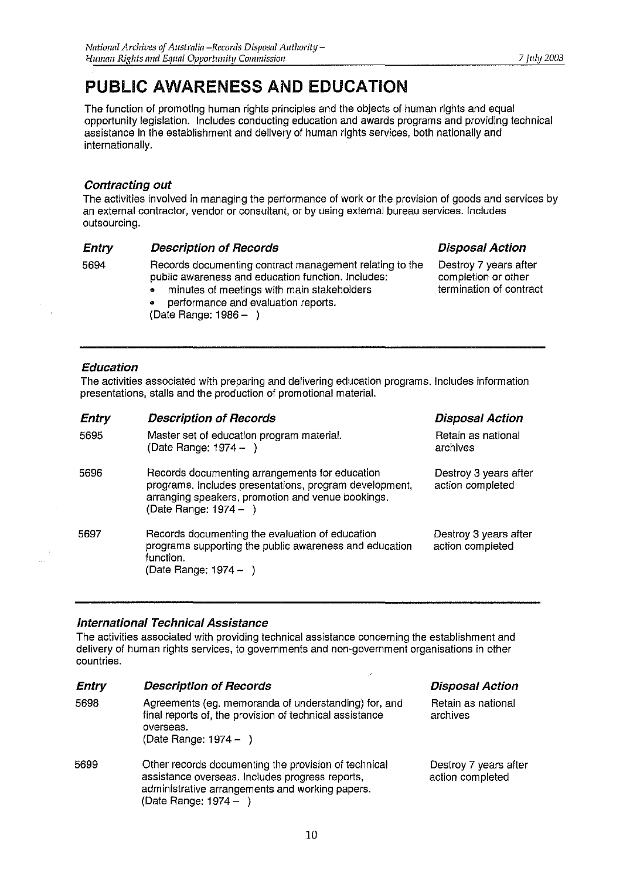# PUBLIC AWARENESS AND EDUCATION

The function of promoting human rights principles and the objects of human rights and equal opportunity legislation. Includes conducting education and awards programs and providing technical assistance in the establishment and delivery of human rights services, both nationally and internationally.

### *Contracting out*

The activities involved in managing the performance of work or the provision of goods and services by an external contractor, vendor or consultant, or by using external bureau services. Includes outsourcing.

| *Entry* | *Description of Records* | *Disposal Action* |
|---|---|---|
| 5694 | Records documenting contract management relating to the public awareness and education function. Includes:<br>• minutes of meetings with main stakeholders<br>• performance and evaluation reports.<br>(Date Range: 1986 – ) | Destroy 7 years after completion or other termination of contract |

### *Education*

The activities associated with preparing and delivering education programs. Includes information presentations, stalls and the production of promotional material.

| *Entry* | *Description of Records* | *Disposal Action* |
|---|---|---|
| 5695 | Master set of education program material.<br>(Date Range: 1974 – ) | Retain as national archives |
| 5696 | Records documenting arrangements for education programs. Includes presentations, program development, arranging speakers, promotion and venue bookings.<br>(Date Range: 1974 – ) | Destroy 3 years after action completed |
| 5697 | Records documenting the evaluation of education programs supporting the public awareness and education function.<br>(Date Range: 1974 – ) | Destroy 3 years after action completed |

### *International Technical Assistance*

The activities associated with providing technical assistance concerning the establishment and delivery of human rights services, to governments and non-government organisations in other countries.

| *Entry* | *Description of Records* | *Disposal Action* |
|---|---|---|
| 5698 | Agreements (eg. memoranda of understanding) for, and final reports of, the provision of technical assistance overseas.<br>(Date Range: 1974 – ) | Retain as national archives |
| 5699 | Other records documenting the provision of technical assistance overseas. Includes progress reports, administrative arrangements and working papers.<br>(Date Range: 1974 – ) | Destroy 7 years after action completed |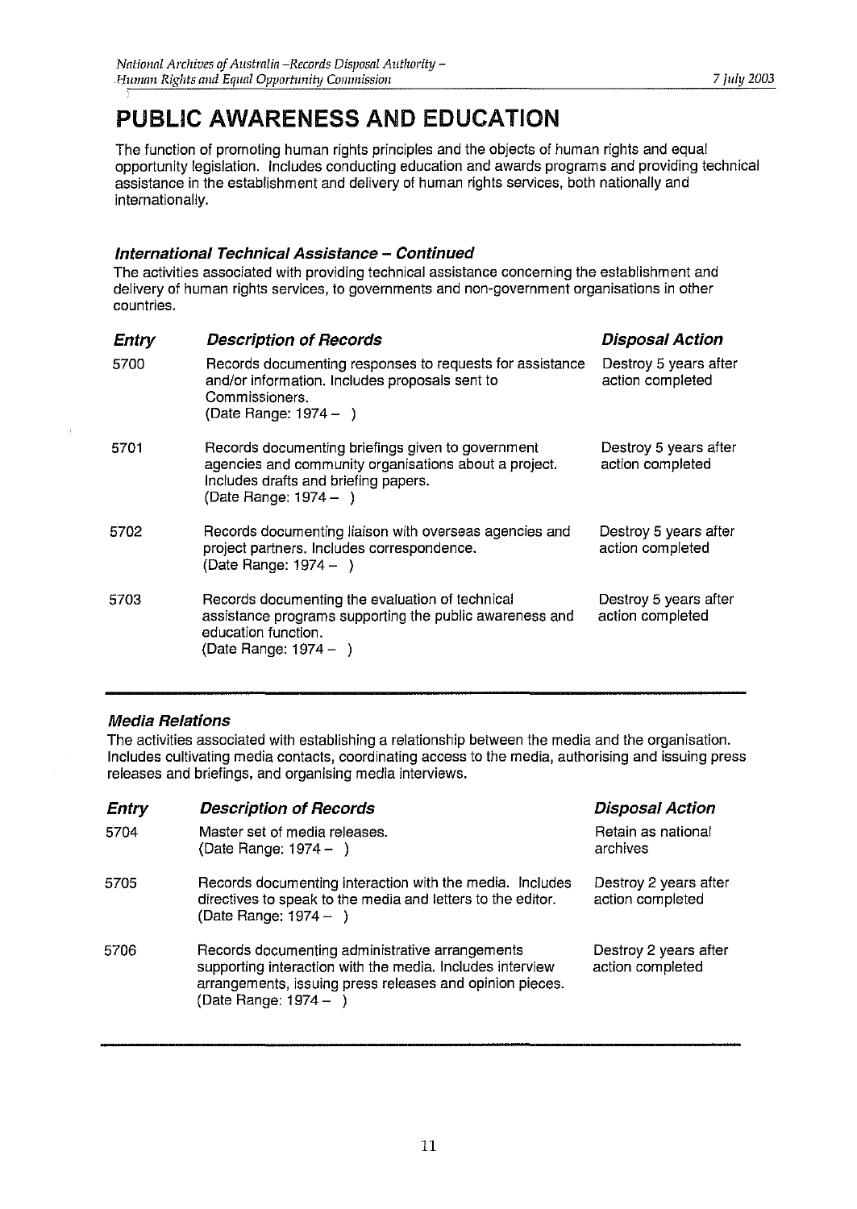# PUBLIC AWARENESS AND EDUCATION

The function of promoting human rights principles and the objects of human rights and equal opportunity legislation. Includes conducting education and awards programs and providing technical assistance in the establishment and delivery of human rights services, both nationally and internationally.

### *International Technical Assistance – Continued*

The activities associated with providing technical assistance concerning the establishment and delivery of human rights services, to governments and non-government organisations in other countries.

| *Entry* | *Description of Records* | *Disposal Action* |
|---|---|---|
| 5700 | Records documenting responses to requests for assistance and/or information. Includes proposals sent to Commissioners. (Date Range: 1974 – ) | Destroy 5 years after action completed |
| 5701 | Records documenting briefings given to government agencies and community organisations about a project. Includes drafts and briefing papers. (Date Range: 1974 – ) | Destroy 5 years after action completed |
| 5702 | Records documenting liaison with overseas agencies and project partners. Includes correspondence. (Date Range: 1974 – ) | Destroy 5 years after action completed |
| 5703 | Records documenting the evaluation of technical assistance programs supporting the public awareness and education function. (Date Range: 1974 – ) | Destroy 5 years after action completed |

### *Media Relations*

The activities associated with establishing a relationship between the media and the organisation. Includes cultivating media contacts, coordinating access to the media, authorising and issuing press releases and briefings, and organising media interviews.

| *Entry* | *Description of Records* | *Disposal Action* |
|---|---|---|
| 5704 | Master set of media releases. (Date Range: 1974 – ) | Retain as national archives |
| 5705 | Records documenting interaction with the media. Includes directives to speak to the media and letters to the editor. (Date Range: 1974 – ) | Destroy 2 years after action completed |
| 5706 | Records documenting administrative arrangements supporting interaction with the media. Includes interview arrangements, issuing press releases and opinion pieces. (Date Range: 1974 – ) | Destroy 2 years after action completed |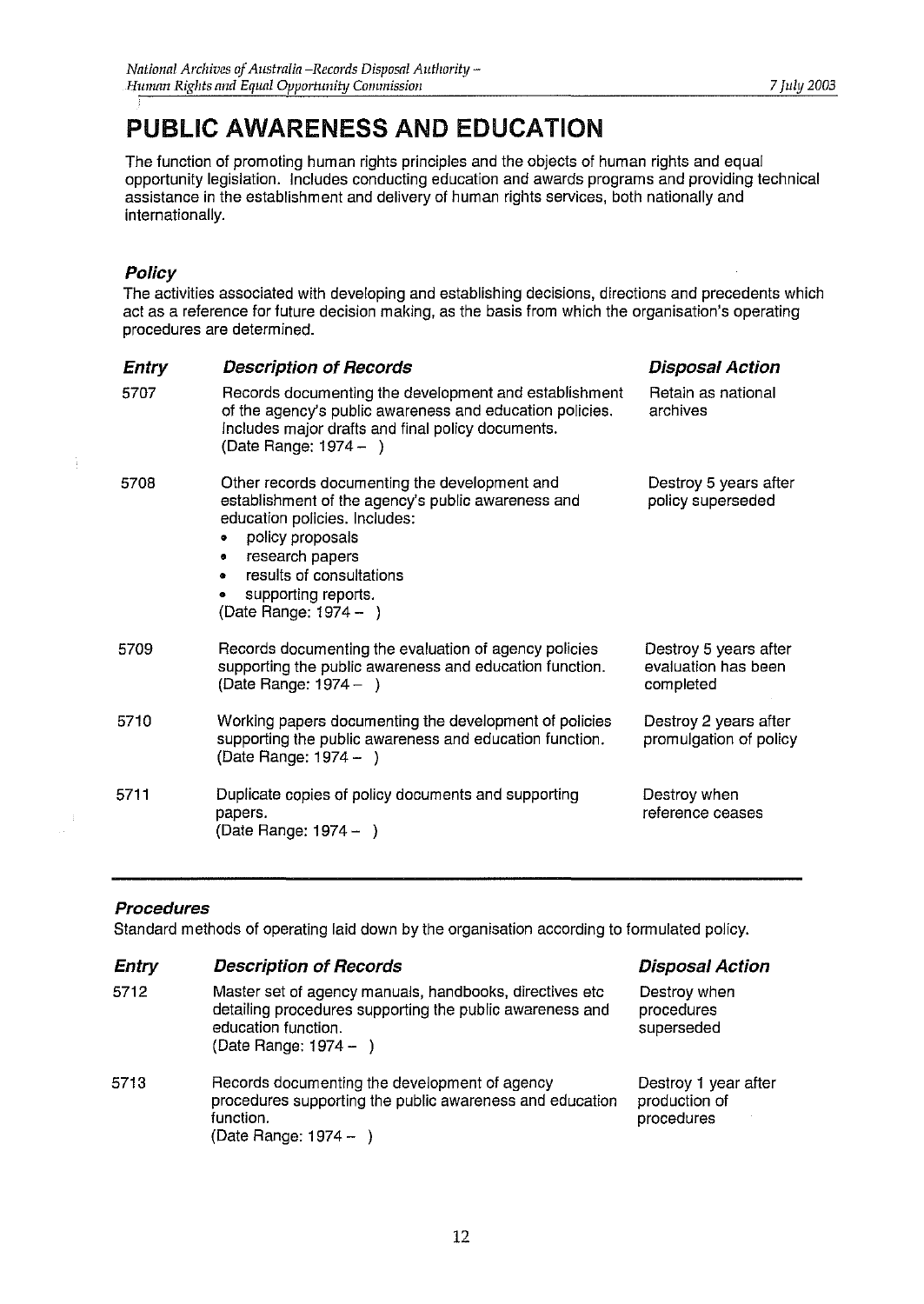# PUBLIC AWARENESS AND EDUCATION

The function of promoting human rights principles and the objects of human rights and equal opportunity legislation. Includes conducting education and awards programs and providing technical assistance in the establishment and delivery of human rights services, both nationally and internationally.

## *Policy*

The activities associated with developing and establishing decisions, directions and precedents which act as a reference for future decision making, as the basis from which the organisation's operating procedures are determined.

| *Entry* | *Description of Records* | *Disposal Action* |
|---|---|---|
| 5707 | Records documenting the development and establishment of the agency's public awareness and education policies. Includes major drafts and final policy documents. (Date Range: 1974 – ) | Retain as national archives |
| 5708 | Other records documenting the development and establishment of the agency's public awareness and education policies. Includes: • policy proposals • research papers • results of consultations • supporting reports. (Date Range: 1974 – ) | Destroy 5 years after policy superseded |
| 5709 | Records documenting the evaluation of agency policies supporting the public awareness and education function. (Date Range: 1974 – ) | Destroy 5 years after evaluation has been completed |
| 5710 | Working papers documenting the development of policies supporting the public awareness and education function. (Date Range: 1974 – ) | Destroy 2 years after promulgation of policy |
| 5711 | Duplicate copies of policy documents and supporting papers. (Date Range: 1974 – ) | Destroy when reference ceases |

## *Procedures*

Standard methods of operating laid down by the organisation according to formulated policy.

| *Entry* | *Description of Records* | *Disposal Action* |
|---|---|---|
| 5712 | Master set of agency manuals, handbooks, directives etc detailing procedures supporting the public awareness and education function. (Date Range: 1974 – ) | Destroy when procedures superseded |
| 5713 | Records documenting the development of agency procedures supporting the public awareness and education function. (Date Range: 1974 – ) | Destroy 1 year after production of procedures |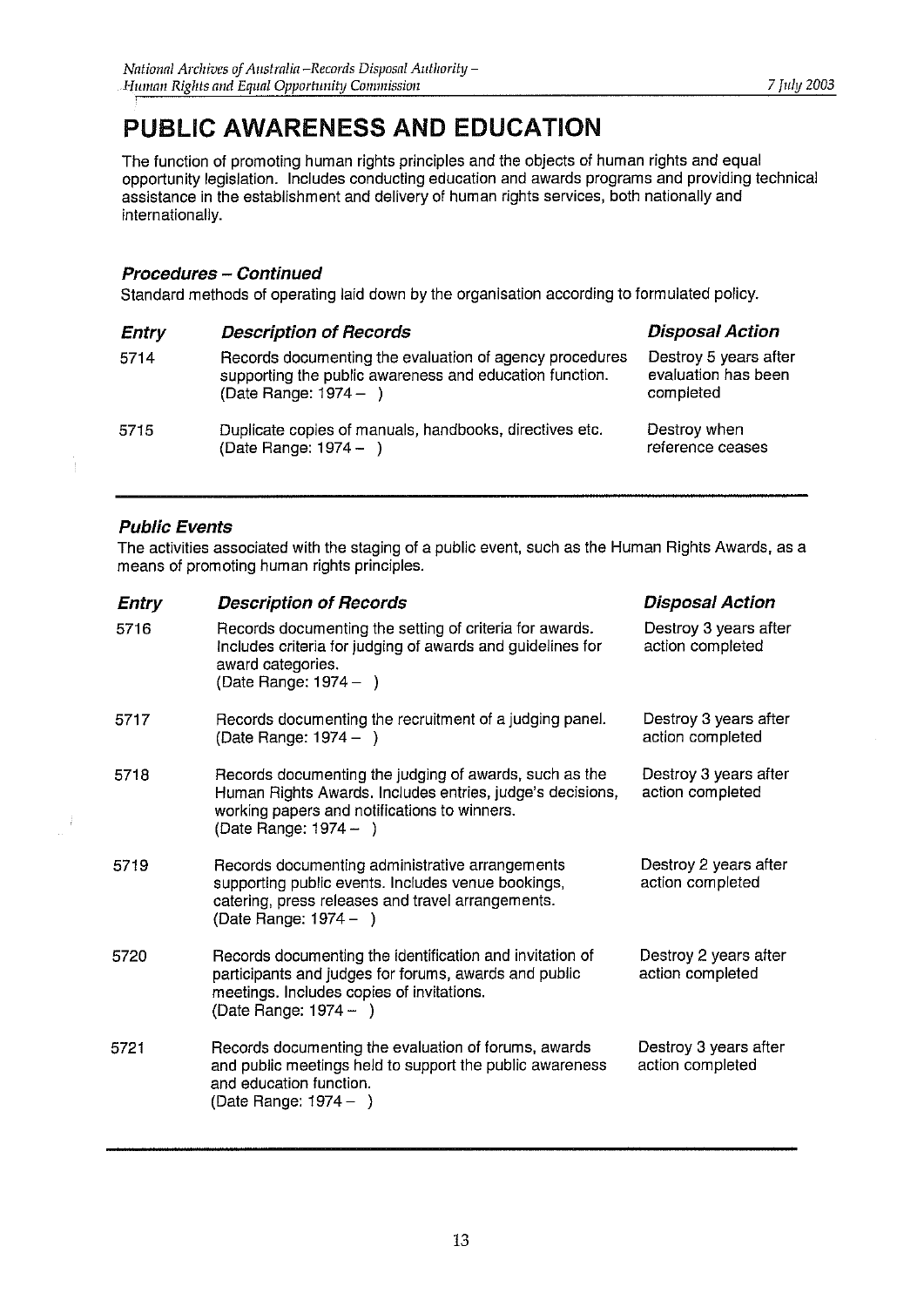# PUBLIC AWARENESS AND EDUCATION

The function of promoting human rights principles and the objects of human rights and equal opportunity legislation. Includes conducting education and awards programs and providing technical assistance in the establishment and delivery of human rights services, both nationally and internationally.

### *Procedures – Continued*

Standard methods of operating laid down by the organisation according to formulated policy.

| *Entry* | *Description of Records* | *Disposal Action* |
|---|---|---|
| 5714 | Records documenting the evaluation of agency procedures supporting the public awareness and education function. (Date Range: 1974 – ) | Destroy 5 years after evaluation has been completed |
| 5715 | Duplicate copies of manuals, handbooks, directives etc. (Date Range: 1974 – ) | Destroy when reference ceases |

### *Public Events*

The activities associated with the staging of a public event, such as the Human Rights Awards, as a means of promoting human rights principles.

| *Entry* | *Description of Records* | *Disposal Action* |
|---|---|---|
| 5716 | Records documenting the setting of criteria for awards. Includes criteria for judging of awards and guidelines for award categories. (Date Range: 1974 – ) | Destroy 3 years after action completed |
| 5717 | Records documenting the recruitment of a judging panel. (Date Range: 1974 – ) | Destroy 3 years after action completed |
| 5718 | Records documenting the judging of awards, such as the Human Rights Awards. Includes entries, judge's decisions, working papers and notifications to winners. (Date Range: 1974 – ) | Destroy 3 years after action completed |
| 5719 | Records documenting administrative arrangements supporting public events. Includes venue bookings, catering, press releases and travel arrangements. (Date Range: 1974 – ) | Destroy 2 years after action completed |
| 5720 | Records documenting the identification and invitation of participants and judges for forums, awards and public meetings. Includes copies of invitations. (Date Range: 1974 – ) | Destroy 2 years after action completed |
| 5721 | Records documenting the evaluation of forums, awards and public meetings held to support the public awareness and education function. (Date Range: 1974 – ) | Destroy 3 years after action completed |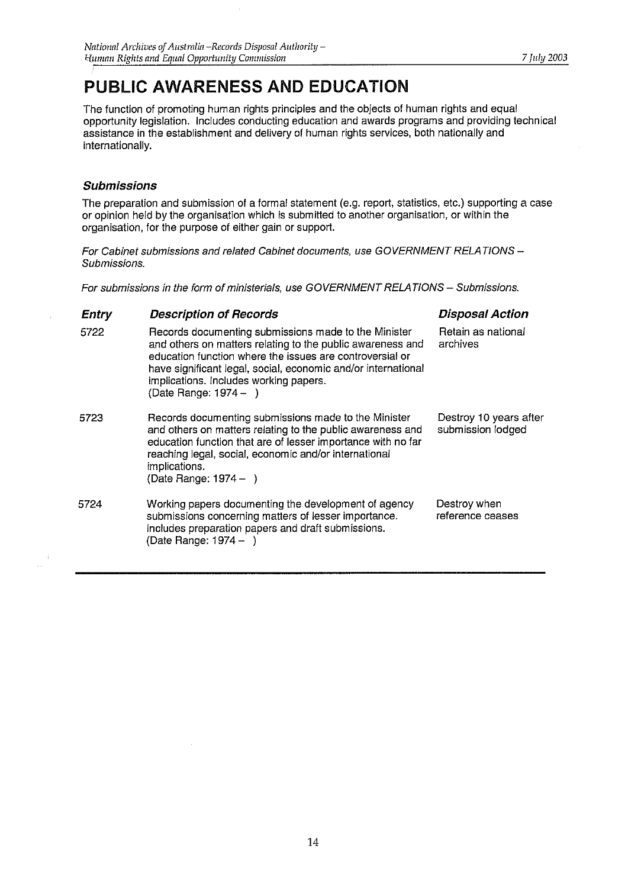# PUBLIC AWARENESS AND EDUCATION

The function of promoting human rights principles and the objects of human rights and equal opportunity legislation. Includes conducting education and awards programs and providing technical assistance in the establishment and delivery of human rights services, both nationally and internationally.

### *Submissions*

The preparation and submission of a formal statement (e.g. report, statistics, etc.) supporting a case or opinion held by the organisation which is submitted to another organisation, or within the organisation, for the purpose of either gain or support.

*For Cabinet submissions and related Cabinet documents, use GOVERNMENT RELATIONS – Submissions.*

*For submissions in the form of ministerials, use GOVERNMENT RELATIONS – Submissions.*

| *Entry* | *Description of Records* | *Disposal Action* |
|---|---|---|
| 5722 | Records documenting submissions made to the Minister and others on matters relating to the public awareness and education function where the issues are controversial or have significant legal, social, economic and/or international implications. Includes working papers. (Date Range: 1974 – ) | Retain as national archives |
| 5723 | Records documenting submissions made to the Minister and others on matters relating to the public awareness and education function that are of lesser importance with no far reaching legal, social, economic and/or international implications. (Date Range: 1974 – ) | Destroy 10 years after submission lodged |
| 5724 | Working papers documenting the development of agency submissions concerning matters of lesser importance. Includes preparation papers and draft submissions. (Date Range: 1974 – ) | Destroy when reference ceases |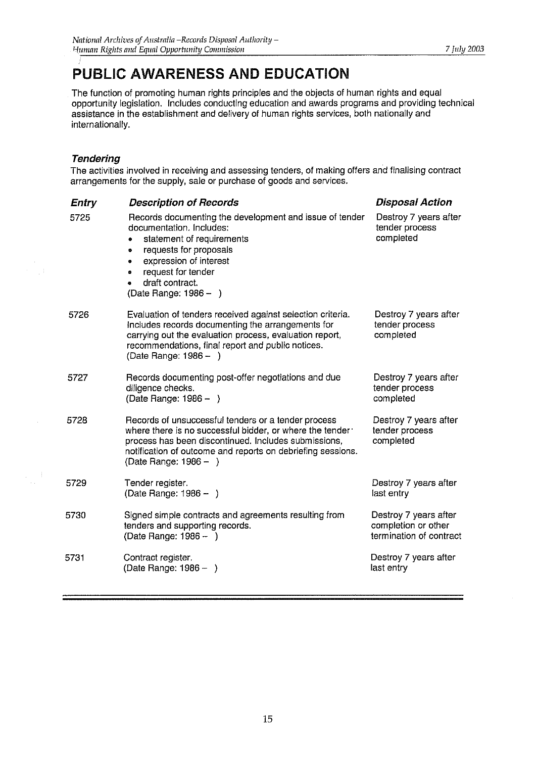# PUBLIC AWARENESS AND EDUCATION

The function of promoting human rights principles and the objects of human rights and equal opportunity legislation. Includes conducting education and awards programs and providing technical assistance in the establishment and delivery of human rights services, both nationally and internationally.

### *Tendering*

The activities involved in receiving and assessing tenders, of making offers and finalising contract arrangements for the supply, sale or purchase of goods and services.

| ***Entry*** | ***Description of Records*** | ***Disposal Action*** |
|---|---|---|
| 5725 | Records documenting the development and issue of tender documentation. Includes:<br>• statement of requirements<br>• requests for proposals<br>• expression of interest<br>• request for tender<br>• draft contract.<br>(Date Range: 1986 – ) | Destroy 7 years after tender process completed |
| 5726 | Evaluation of tenders received against selection criteria. Includes records documenting the arrangements for carrying out the evaluation process, evaluation report, recommendations, final report and public notices.<br>(Date Range: 1986 – ) | Destroy 7 years after tender process completed |
| 5727 | Records documenting post-offer negotiations and due diligence checks.<br>(Date Range: 1986 – ) | Destroy 7 years after tender process completed |
| 5728 | Records of unsuccessful tenders or a tender process where there is no successful bidder, or where the tender process has been discontinued. Includes submissions, notification of outcome and reports on debriefing sessions.<br>(Date Range: 1986 – ) | Destroy 7 years after tender process completed |
| 5729 | Tender register.<br>(Date Range: 1986 – ) | Destroy 7 years after last entry |
| 5730 | Signed simple contracts and agreements resulting from tenders and supporting records.<br>(Date Range: 1986 – ) | Destroy 7 years after completion or other termination of contract |
| 5731 | Contract register.<br>(Date Range: 1986 – ) | Destroy 7 years after last entry |